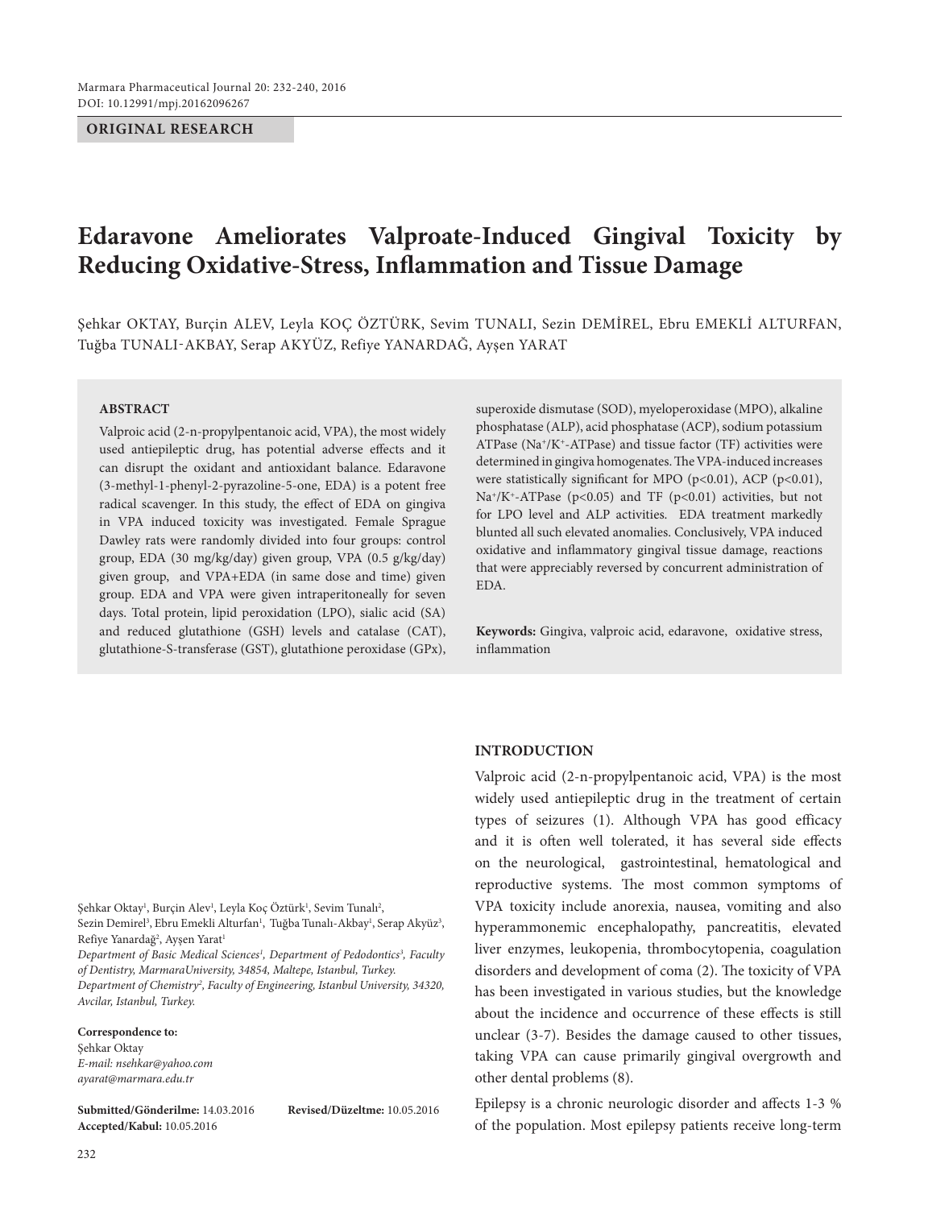**ORIGINAL RESEARCH**

# Edaravone Ameliorates Valproate-Induced Gingival Toxicity by Reducing Oxidative-Stress, Inflammation and Tissue Damage

Şehkar OKTAY, Burçin ALEV, Leyla KOÇ ÖZTÜRK, Sevim TUNALI, Sezin DEMİREL, Ebru EMEKLİ ALTURFAN, Tuğba TUNALI-AKBAY, Serap AKYÜZ, Refiye YANARDAĞ, Ayşen YARAT

## ABSTRACT

Valproic acid (2-n-propylpentanoic acid, VPA), the most widely used antiepileptic drug, has potential adverse effects and it can disrupt the oxidant and antioxidant balance. Edaravone (3-methyl-1-phenyl-2-pyrazoline-5-one, EDA) is a potent free radical scavenger. In this study, the effect of EDA on gingiva in VPA induced toxicity was investigated. Female Sprague Dawley rats were randomly divided into four groups: control group, EDA (30 mg/kg/day) given group, VPA (0.5 g/kg/day) given group, and VPA+EDA (in same dose and time) given group. EDA and VPA were given intraperitoneally for seven days. Total protein, lipid peroxidation (LPO), sialic acid (SA) and reduced glutathione (GSH) levels and catalase (CAT), glutathione-S-transferase (GST), glutathione peroxidase (GPx), superoxide dismutase (SOD), myeloperoxidase (MPO), alkaline phosphatase (ALP), acid phosphatase (ACP), sodium potassium ATPase ($Na^+/K^+$-ATPase) and tissue factor (TF) activities were determined in gingiva homogenates. The VPA-induced increases were statistically significant for MPO ($p<0.01$), ACP ($p<0.01$), $Na^+/K^+$-ATPase ($p<0.05$) and TF ($p<0.01$) activities, but not for LPO level and ALP activities. EDA treatment markedly blunted all such elevated anomalies. Conclusively, VPA induced oxidative and inflammatory gingival tissue damage, reactions that were appreciably reversed by concurrent administration of EDA.

**Keywords:** Gingiva, valproic acid, edaravone, oxidative stress, inflammation

Şehkar Oktay[1], Burçin Alev[1], Leyla Koç Öztürk[1], Sevim Tunalı[2], Sezin Demirel[3], Ebru Emekli Alturfan[1], Tuğba Tunalı-Akbay[1], Serap Akyüz[3], Refiye Yanardağ[2], Ayşen Yarat[1]

*Department of Basic Medical Sciences[1], Department of Pedodontics[3], Faculty of Dentistry, MarmaraUniversity, 34854, Maltepe, Istanbul, Turkey.*
*Department of Chemistry[2], Faculty of Engineering, Istanbul University, 34320, Avcilar, Istanbul, Turkey.*

**Correspondence to:**
Şehkar Oktay
*E-mail: nsehkar@yahoo.com*
*ayarat@marmara.edu.tr*

**Submitted/Gönderilme:** 14.03.2016 **Revised/Düzeltme:** 10.05.2016
**Accepted/Kabul:** 10.05.2016

## INTRODUCTION

Valproic acid (2-n-propylpentanoic acid, VPA) is the most widely used antiepileptic drug in the treatment of certain types of seizures (1). Although VPA has good efficacy and it is often well tolerated, it has several side effects on the neurological, gastrointestinal, hematological and reproductive systems. The most common symptoms of VPA toxicity include anorexia, nausea, vomiting and also hyperammonemic encephalopathy, pancreatitis, elevated liver enzymes, leukopenia, thrombocytopenia, coagulation disorders and development of coma (2). The toxicity of VPA has been investigated in various studies, but the knowledge about the incidence and occurrence of these effects is still unclear (3-7). Besides the damage caused to other tissues, taking VPA can cause primarily gingival overgrowth and other dental problems (8).

Epilepsy is a chronic neurologic disorder and affects 1-3 % of the population. Most epilepsy patients receive long-term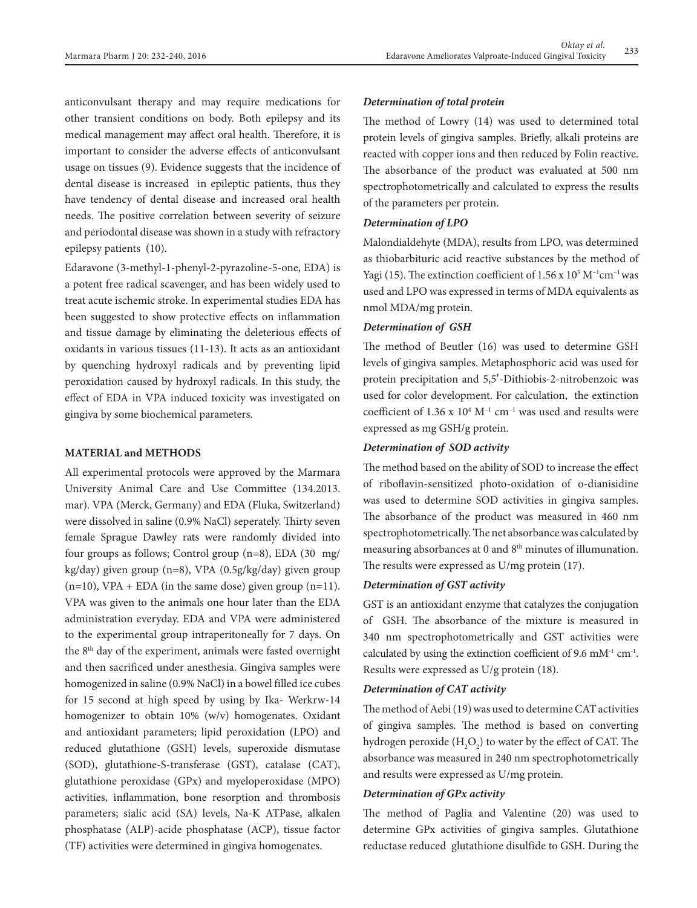anticonvulsant therapy and may require medications for other transient conditions on body. Both epilepsy and its medical management may affect oral health. Therefore, it is important to consider the adverse effects of anticonvulsant usage on tissues (9). Evidence suggests that the incidence of dental disease is increased in epileptic patients, thus they have tendency of dental disease and increased oral health needs. The positive correlation between severity of seizure and periodontal disease was shown in a study with refractory epilepsy patients (10).

Edaravone (3-methyl-1-phenyl-2-pyrazoline-5-one, EDA) is a potent free radical scavenger, and has been widely used to treat acute ischemic stroke. In experimental studies EDA has been suggested to show protective effects on inflammation and tissue damage by eliminating the deleterious effects of oxidants in various tissues (11-13). It acts as an antioxidant by quenching hydroxyl radicals and by preventing lipid peroxidation caused by hydroxyl radicals. In this study, the effect of EDA in VPA induced toxicity was investigated on gingiva by some biochemical parameters.

## MATERIAL and METHODS

All experimental protocols were approved by the Marmara University Animal Care and Use Committee (134.2013. mar). VPA (Merck, Germany) and EDA (Fluka, Switzerland) were dissolved in saline (0.9% NaCl) seperately. Thirty seven female Sprague Dawley rats were randomly divided into four groups as follows; Control group (n=8), EDA (30 mg/kg/day) given group (n=8), VPA (0.5g/kg/day) given group (n=10), VPA + EDA (in the same dose) given group (n=11). VPA was given to the animals one hour later than the EDA administration everyday. EDA and VPA were administered to the experimental group intraperitoneally for 7 days. On the 8th day of the experiment, animals were fasted overnight and then sacrificed under anesthesia. Gingiva samples were homogenized in saline (0.9% NaCl) in a bowel filled ice cubes for 15 second at high speed by using by Ika- Werkrw-14 homogenizer to obtain 10% (w/v) homogenates. Oxidant and antioxidant parameters; lipid peroxidation (LPO) and reduced glutathione (GSH) levels, superoxide dismutase (SOD), glutathione-S-transferase (GST), catalase (CAT), glutathione peroxidase (GPx) and myeloperoxidase (MPO) activities, inflammation, bone resorption and thrombosis parameters; sialic acid (SA) levels, Na-K ATPase, alkalen phosphatase (ALP)-acide phosphatase (ACP), tissue factor (TF) activities were determined in gingiva homogenates.

### *Determination of total protein*

The method of Lowry (14) was used to determined total protein levels of gingiva samples. Briefly, alkali proteins are reacted with copper ions and then reduced by Folin reactive. The absorbance of the product was evaluated at 500 nm spectrophotometrically and calculated to express the results of the parameters per protein.

### *Determination of LPO*

Malondialdehyte (MDA), results from LPO, was determined as thiobarbituric acid reactive substances by the method of Yagi (15). The extinction coefficient of $1.56 \times 10^5$ $M^{-1}cm^{-1}$ was used and LPO was expressed in terms of MDA equivalents as nmol MDA/mg protein.

### *Determination of GSH*

The method of Beutler (16) was used to determine GSH levels of gingiva samples. Metaphosphoric acid was used for protein precipitation and 5,5′-Dithiobis-2-nitrobenzoic was used for color development. For calculation, the extinction coefficient of $1.36 \times 10^4$ $M^{-1}$ $cm^{-1}$ was used and results were expressed as mg GSH/g protein.

### *Determination of SOD activity*

The method based on the ability of SOD to increase the effect of riboflavin-sensitized photo-oxidation of o-dianisidine was used to determine SOD activities in gingiva samples. The absorbance of the product was measured in 460 nm spectrophotometrically. The net absorbance was calculated by measuring absorbances at 0 and 8th minutes of illumunation. The results were expressed as U/mg protein (17).

### *Determination of GST activity*

GST is an antioxidant enzyme that catalyzes the conjugation of GSH. The absorbance of the mixture is measured in 340 nm spectrophotometrically and GST activities were calculated by using the extinction coefficient of 9.6 $mM^{-1}$ $cm^{-1}$. Results were expressed as U/g protein (18).

### *Determination of CAT activity*

The method of Aebi (19) was used to determine CAT activities of gingiva samples. The method is based on converting hydrogen peroxide ($H_2O_2$) to water by the effect of CAT. The absorbance was measured in 240 nm spectrophotometrically and results were expressed as U/mg protein.

### *Determination of GPx activity*

The method of Paglia and Valentine (20) was used to determine GPx activities of gingiva samples. Glutathione reductase reduced glutathione disulfide to GSH. During the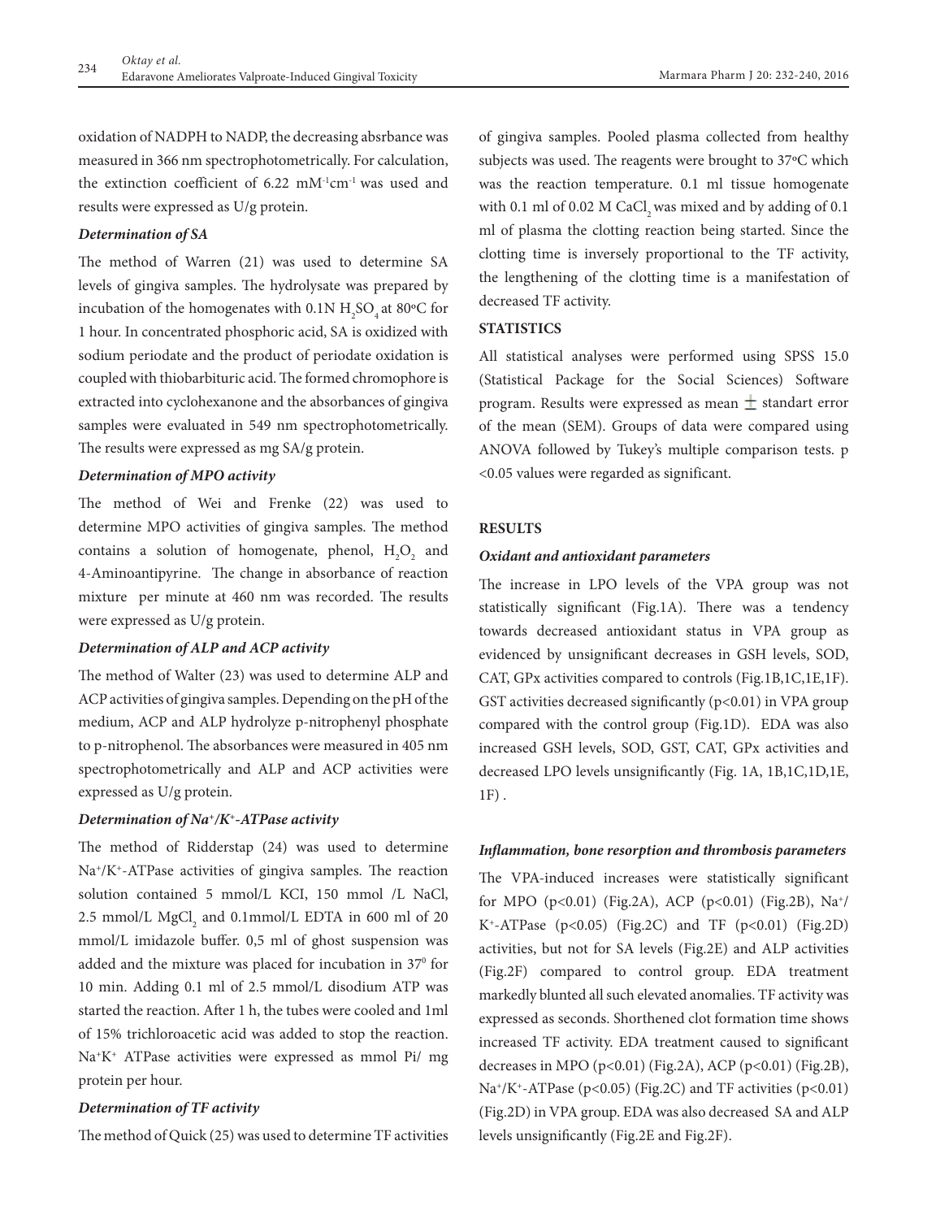oxidation of NADPH to NADP, the decreasing absrbance was measured in 366 nm spectrophotometrically. For calculation, the extinction coefficient of 6.22 $mM^{-1}cm^{-1}$ was used and results were expressed as U/g protein.

***Determination of SA***

The method of Warren (21) was used to determine SA levels of gingiva samples. The hydrolysate was prepared by incubation of the homogenates with 0.1N $H_2SO_4$ at 80ºC for 1 hour. In concentrated phosphoric acid, SA is oxidized with sodium periodate and the product of periodate oxidation is coupled with thiobarbituric acid. The formed chromophore is extracted into cyclohexanone and the absorbances of gingiva samples were evaluated in 549 nm spectrophotometrically. The results were expressed as mg SA/g protein.

***Determination of MPO activity***

The method of Wei and Frenke (22) was used to determine MPO activities of gingiva samples. The method contains a solution of homogenate, phenol, $H_2O_2$ and 4-Aminoantipyrine. The change in absorbance of reaction mixture per minute at 460 nm was recorded. The results were expressed as U/g protein.

***Determination of ALP and ACP activity***

The method of Walter (23) was used to determine ALP and ACP activities of gingiva samples. Depending on the pH of the medium, ACP and ALP hydrolyze p-nitrophenyl phosphate to p-nitrophenol. The absorbances were measured in 405 nm spectrophotometrically and ALP and ACP activities were expressed as U/g protein.

***Determination of $Na^+/K^+$-ATPase activity***

The method of Ridderstap (24) was used to determine $Na^+/K^+$-ATPase activities of gingiva samples. The reaction solution contained 5 mmol/L KCI, 150 mmol /L NaCl, 2.5 mmol/L $MgCl_2$ and 0.1mmol/L EDTA in 600 ml of 20 mmol/L imidazole buffer. 0,5 ml of ghost suspension was added and the mixture was placed for incubation in $37^0$ for 10 min. Adding 0.1 ml of 2.5 mmol/L disodium ATP was started the reaction. After 1 h, the tubes were cooled and 1ml of 15% trichloroacetic acid was added to stop the reaction. $Na^+K^+$ ATPase activities were expressed as mmol Pi/ mg protein per hour.

***Determination of TF activity***

The method of Quick (25) was used to determine TF activities of gingiva samples. Pooled plasma collected from healthy subjects was used. The reagents were brought to 37ºC which was the reaction temperature. 0.1 ml tissue homogenate with 0.1 ml of 0.02 M $CaCl_2$ was mixed and by adding of 0.1 ml of plasma the clotting reaction being started. Since the clotting time is inversely proportional to the TF activity, the lengthening of the clotting time is a manifestation of decreased TF activity.

**STATISTICS**

All statistical analyses were performed using SPSS 15.0 (Statistical Package for the Social Sciences) Software program. Results were expressed as mean $\pm$ standart error of the mean (SEM). Groups of data were compared using ANOVA followed by Tukey's multiple comparison tests. $p < 0.05$ values were regarded as significant.

**RESULTS**

***Oxidant and antioxidant parameters***

The increase in LPO levels of the VPA group was not statistically significant (Fig.1A). There was a tendency towards decreased antioxidant status in VPA group as evidenced by unsignificant decreases in GSH levels, SOD, CAT, GPx activities compared to controls (Fig.1B,1C,1E,1F). GST activities decreased significantly ($p<0.01$) in VPA group compared with the control group (Fig.1D). EDA was also increased GSH levels, SOD, GST, CAT, GPx activities and decreased LPO levels unsignificantly (Fig. 1A, 1B,1C,1D,1E, 1F) .

***Inflammation, bone resorption and thrombosis parameters***

The VPA-induced increases were statistically significant for MPO ($p<0.01$) (Fig.2A), ACP ($p<0.01$) (Fig.2B), $Na^+/K^+$-ATPase ($p<0.05$) (Fig.2C) and TF ($p<0.01$) (Fig.2D) activities, but not for SA levels (Fig.2E) and ALP activities (Fig.2F) compared to control group. EDA treatment markedly blunted all such elevated anomalies. TF activity was expressed as seconds. Shortened clot formation time shows increased TF activity. EDA treatment caused to significant decreases in MPO ($p<0.01$) (Fig.2A), ACP ($p<0.01$) (Fig.2B), $Na^+/K^+$-ATPase ($p<0.05$) (Fig.2C) and TF activities ($p<0.01$) (Fig.2D) in VPA group. EDA was also decreased SA and ALP levels unsignificantly (Fig.2E and Fig.2F).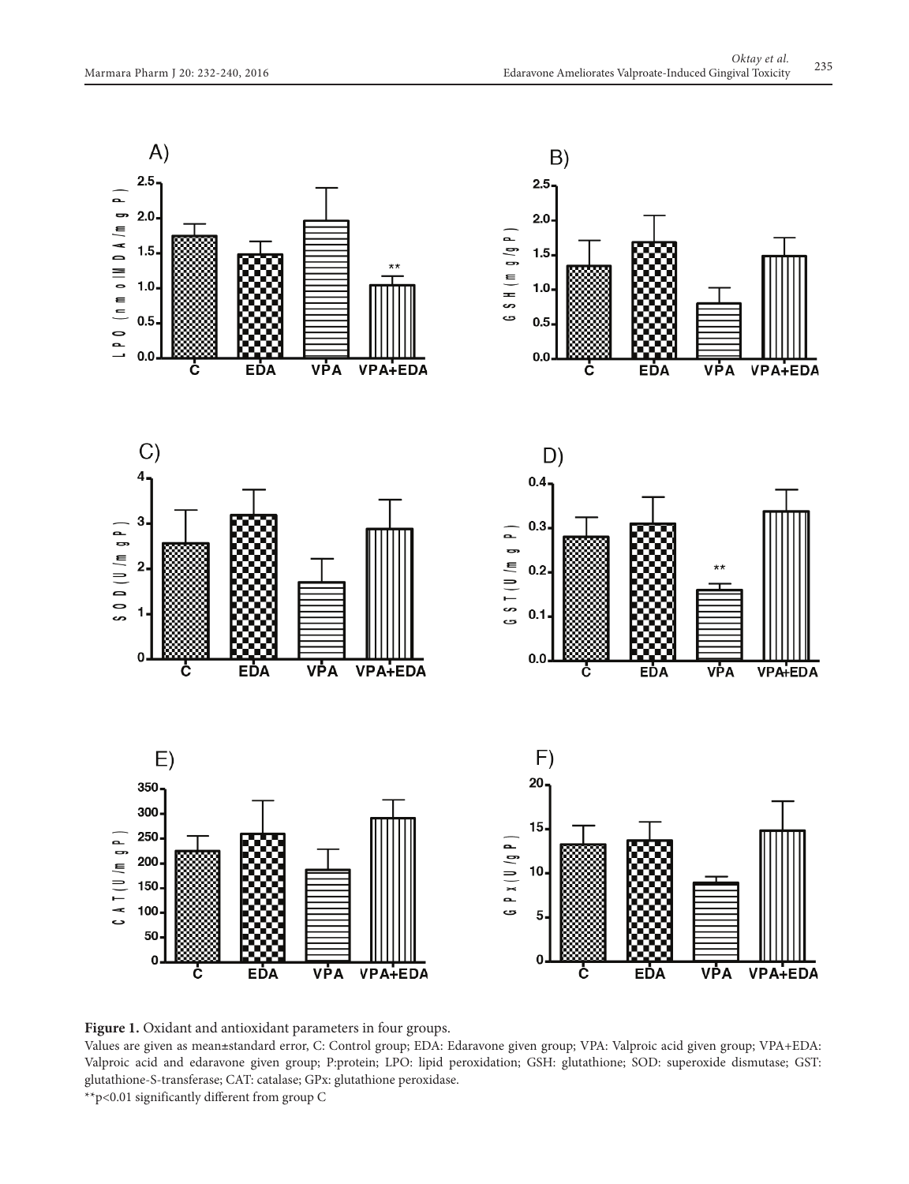**Figure 1.** Oxidant and antioxidant parameters in four groups.

Values are given as mean±standard error, C: Control group; EDA: Edaravone given group; VPA: Valproic acid given group; VPA+EDA: Valproic acid and edaravone given group; P:protein; LPO: lipid peroxidation; GSH: glutathione; SOD: superoxide dismutase; GST: glutathione-S-transferase; CAT: catalase; GPx: glutathione peroxidase.

**$p<0.01$ significantly different from group C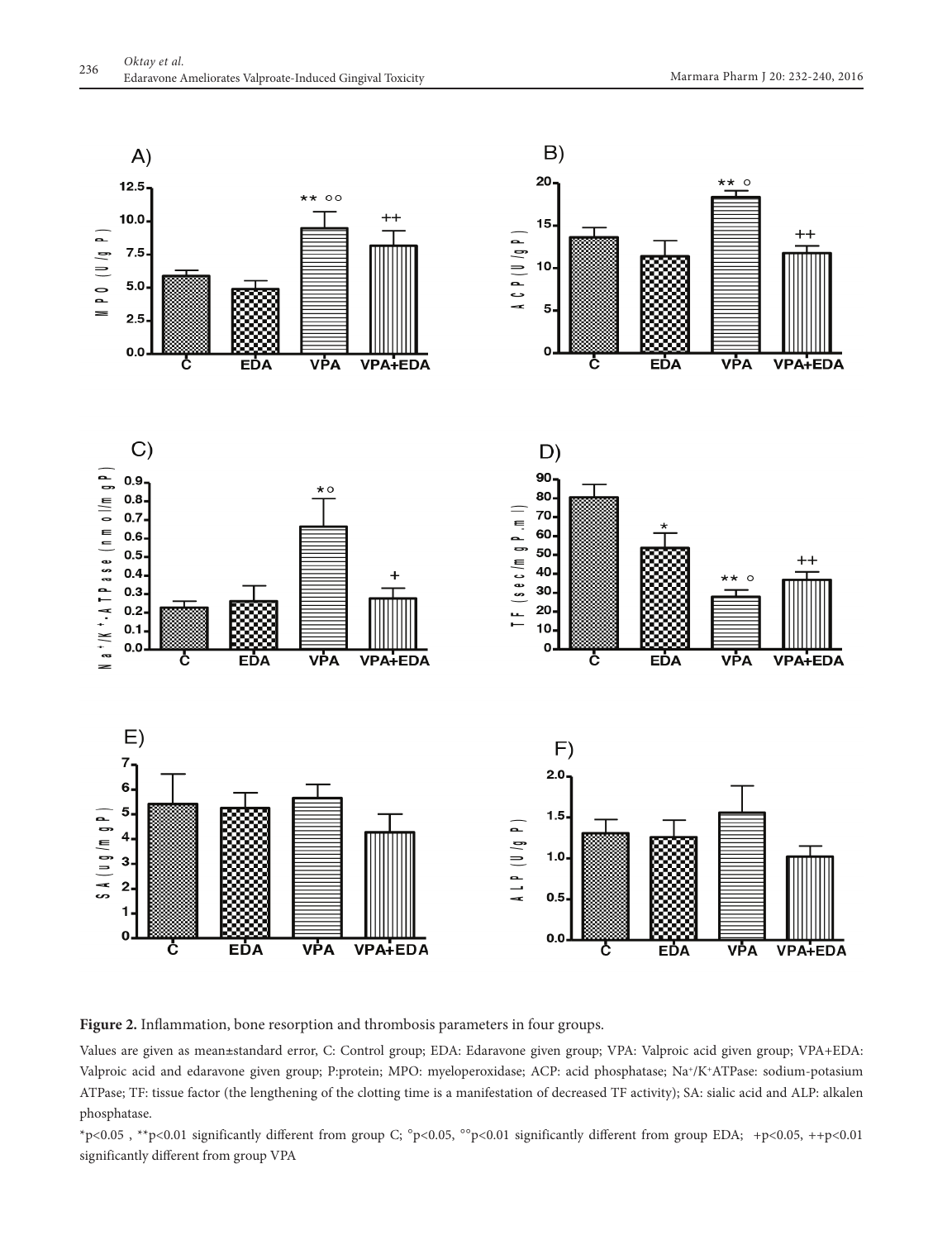**Figure 2.** Inflammation, bone resorption and thrombosis parameters in four groups.

Values are given as mean±standard error, C: Control group; EDA: Edaravone given group; VPA: Valproic acid given group; VPA+EDA: Valproic acid and edaravone given group; P:protein; MPO: myeloperoxidase; ACP: acid phosphatase; $Na^{+}/K^{+}$ATPase: sodium-potasium ATPase; TF: tissue factor (the lengthening of the clotting time is a manifestation of decreased TF activity); SA: sialic acid and ALP: alkalen phosphatase.

*$p<0.05$ , **$p<0.01$ significantly different from group C; °$p<0.05$, °°$p<0.01$ significantly different from group EDA; +$p<0.05$, ++$p<0.01$ significantly different from group VPA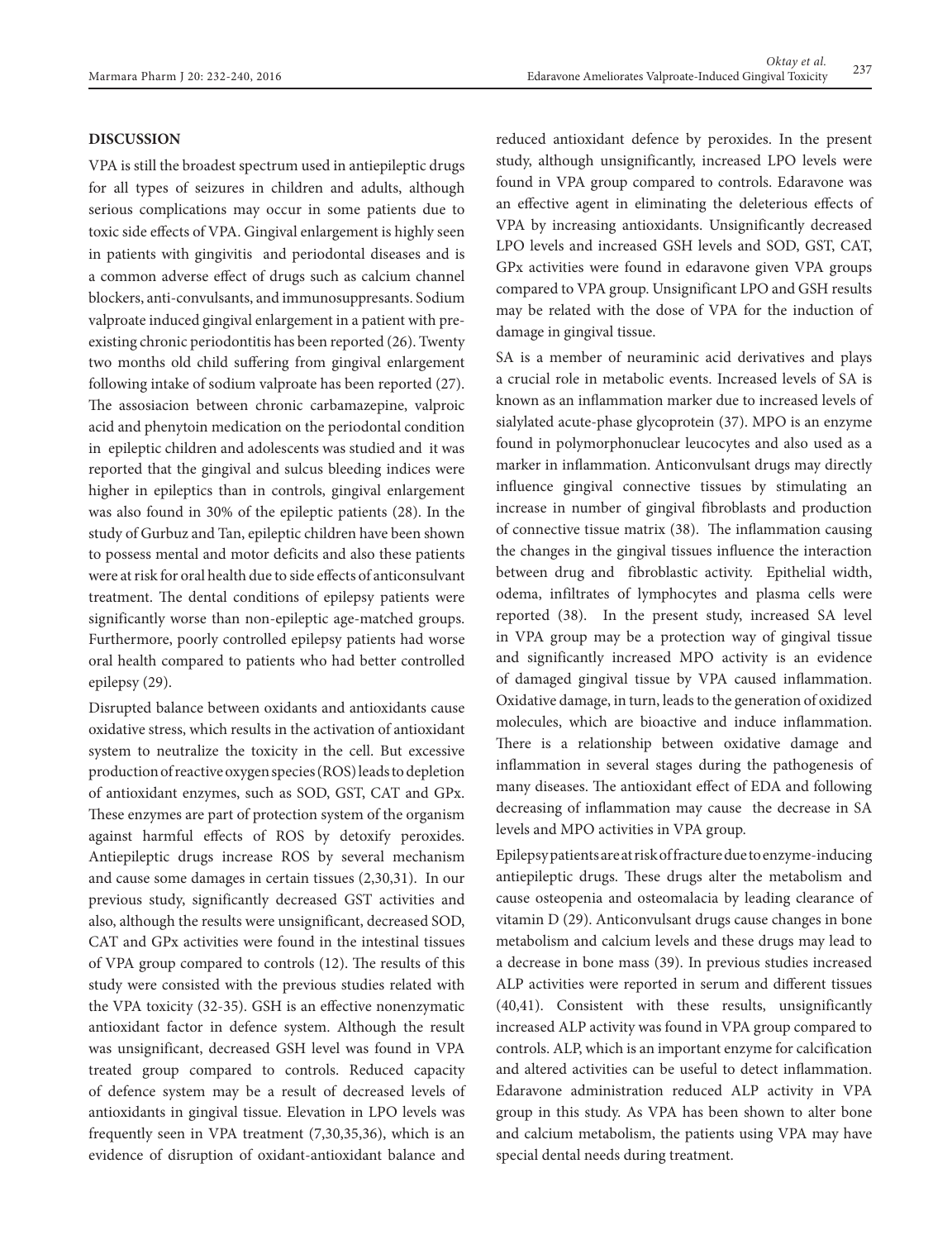## DISCUSSION

VPA is still the broadest spectrum used in antiepileptic drugs for all types of seizures in children and adults, although serious complications may occur in some patients due to toxic side effects of VPA. Gingival enlargement is highly seen in patients with gingivitis and periodontal diseases and is a common adverse effect of drugs such as calcium channel blockers, anti-convulsants, and immunosuppresants. Sodium valproate induced gingival enlargement in a patient with pre-existing chronic periodontitis has been reported (26). Twenty two months old child suffering from gingival enlargement following intake of sodium valproate has been reported (27). The assosiacion between chronic carbamazepine, valproic acid and phenytoin medication on the periodontal condition in epileptic children and adolescents was studied and it was reported that the gingival and sulcus bleeding indices were higher in epileptics than in controls, gingival enlargement was also found in 30% of the epileptic patients (28). In the study of Gurbuz and Tan, epileptic children have been shown to possess mental and motor deficits and also these patients were at risk for oral health due to side effects of anticonsulvant treatment. The dental conditions of epilepsy patients were significantly worse than non-epileptic age-matched groups. Furthermore, poorly controlled epilepsy patients had worse oral health compared to patients who had better controlled epilepsy (29).

Disrupted balance between oxidants and antioxidants cause oxidative stress, which results in the activation of antioxidant system to neutralize the toxicity in the cell. But excessive production of reactive oxygen species (ROS) leads to depletion of antioxidant enzymes, such as SOD, GST, CAT and GPx. These enzymes are part of protection system of the organism against harmful effects of ROS by detoxify peroxides. Antiepileptic drugs increase ROS by several mechanism and cause some damages in certain tissues (2,30,31). In our previous study, significantly decreased GST activities and also, although the results were unsignificant, decreased SOD, CAT and GPx activities were found in the intestinal tissues of VPA group compared to controls (12). The results of this study were consisted with the previous studies related with the VPA toxicity (32-35). GSH is an effective nonenzymatic antioxidant factor in defence system. Although the result was unsignificant, decreased GSH level was found in VPA treated group compared to controls. Reduced capacity of defence system may be a result of decreased levels of antioxidants in gingival tissue. Elevation in LPO levels was frequently seen in VPA treatment (7,30,35,36), which is an evidence of disruption of oxidant-antioxidant balance and reduced antioxidant defence by peroxides. In the present study, although unsignificantly, increased LPO levels were found in VPA group compared to controls. Edaravone was an effective agent in eliminating the deleterious effects of VPA by increasing antioxidants. Unsignificantly decreased LPO levels and increased GSH levels and SOD, GST, CAT, GPx activities were found in edaravone given VPA groups compared to VPA group. Unsignificant LPO and GSH results may be related with the dose of VPA for the induction of damage in gingival tissue.

SA is a member of neuraminic acid derivatives and plays a crucial role in metabolic events. Increased levels of SA is known as an inflammation marker due to increased levels of sialylated acute-phase glycoprotein (37). MPO is an enzyme found in polymorphonuclear leucocytes and also used as a marker in inflammation. Anticonvulsant drugs may directly influence gingival connective tissues by stimulating an increase in number of gingival fibroblasts and production of connective tissue matrix (38). The inflammation causing the changes in the gingival tissues influence the interaction between drug and fibroblastic activity. Epithelial width, odema, infiltrates of lymphocytes and plasma cells were reported (38). In the present study, increased SA level in VPA group may be a protection way of gingival tissue and significantly increased MPO activity is an evidence of damaged gingival tissue by VPA caused inflammation. Oxidative damage, in turn, leads to the generation of oxidized molecules, which are bioactive and induce inflammation. There is a relationship between oxidative damage and inflammation in several stages during the pathogenesis of many diseases. The antioxidant effect of EDA and following decreasing of inflammation may cause the decrease in SA levels and MPO activities in VPA group.

Epilepsy patients are at risk of fracture due to enzyme-inducing antiepileptic drugs. These drugs alter the metabolism and cause osteopenia and osteomalacia by leading clearance of vitamin D (29). Anticonvulsant drugs cause changes in bone metabolism and calcium levels and these drugs may lead to a decrease in bone mass (39). In previous studies increased ALP activities were reported in serum and different tissues (40,41). Consistent with these results, unsignificantly increased ALP activity was found in VPA group compared to controls. ALP, which is an important enzyme for calcification and altered activities can be useful to detect inflammation. Edaravone administration reduced ALP activity in VPA group in this study. As VPA has been shown to alter bone and calcium metabolism, the patients using VPA may have special dental needs during treatment.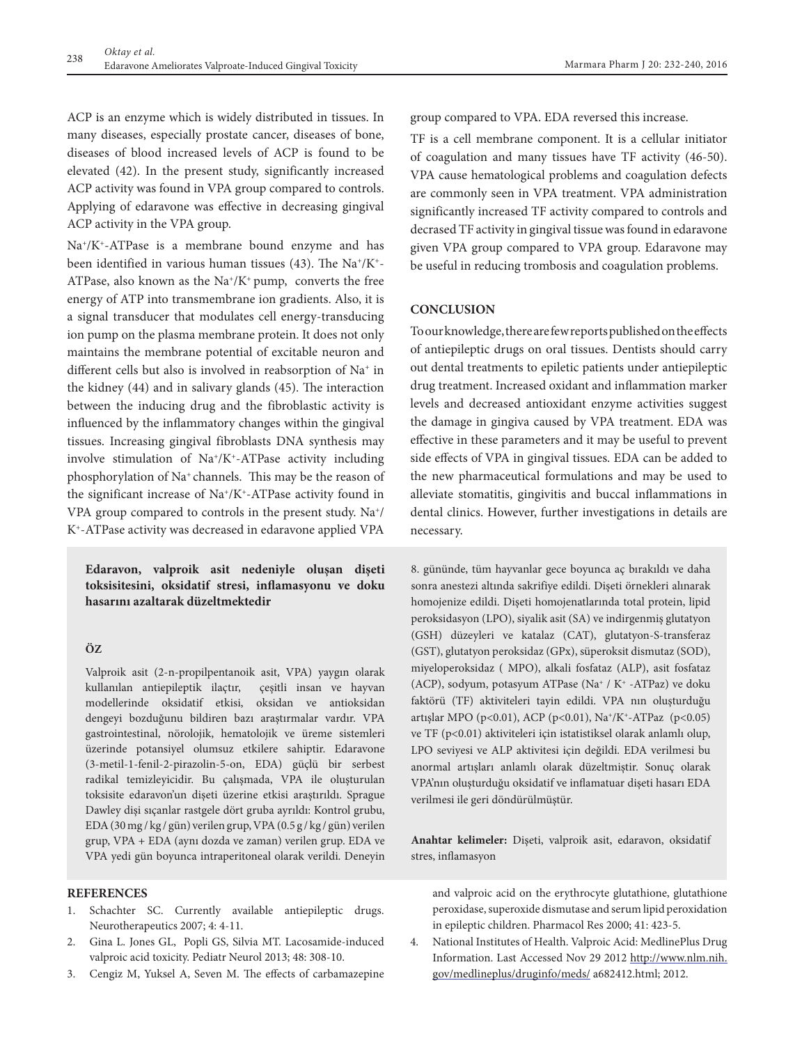ACP is an enzyme which is widely distributed in tissues. In many diseases, especially prostate cancer, diseases of bone, diseases of blood increased levels of ACP is found to be elevated (42). In the present study, significantly increased ACP activity was found in VPA group compared to controls. Applying of edaravone was effective in decreasing gingival ACP activity in the VPA group.

$Na^+/K^+$-ATPase is a membrane bound enzyme and has been identified in various human tissues (43). The $Na^+/K^+$-ATPase, also known as the $Na^+/K^+$ pump, converts the free energy of ATP into transmembrane ion gradients. Also, it is a signal transducer that modulates cell energy-transducing ion pump on the plasma membrane protein. It does not only maintains the membrane potential of excitable neuron and different cells but also is involved in reabsorption of $Na^+$ in the kidney (44) and in salivary glands (45). The interaction between the inducing drug and the fibroblastic activity is influenced by the inflammatory changes within the gingival tissues. Increasing gingival fibroblasts DNA synthesis may involve stimulation of $Na^+/K^+$-ATPase activity including phosphorylation of $Na^+$ channels. This may be the reason of the significant increase of $Na^+/K^+$-ATPase activity found in VPA group compared to controls in the present study. $Na^+/K^+$-ATPase activity was decreased in edaravone applied VPA group compared to VPA. EDA reversed this increase.

TF is a cell membrane component. It is a cellular initiator of coagulation and many tissues have TF activity (46-50). VPA cause hematological problems and coagulation defects are commonly seen in VPA treatment. VPA administration significantly increased TF activity compared to controls and decrased TF activity in gingival tissue was found in edaravone given VPA group compared to VPA group. Edaravone may be useful in reducing trombosis and coagulation problems.

## CONCLUSION

To our knowledge, there are few reports published on the effects of antiepileptic drugs on oral tissues. Dentists should carry out dental treatments to epiletic patients under antiepileptic drug treatment. Increased oxidant and inflammation marker levels and decreased antioxidant enzyme activities suggest the damage in gingiva caused by VPA treatment. EDA was effective in these parameters and it may be useful to prevent side effects of VPA in gingival tissues. EDA can be added to the new pharmaceutical formulations and may be used to alleviate stomatitis, gingivitis and buccal inflammations in dental clinics. However, further investigations in details are necessary.

**Edaravon, valproik asit nedeniyle oluşan dişeti toksisitesini, oksidatif stresi, inflamasyonu ve doku hasarını azaltarak düzeltmektedir**

### ÖZ

Valproik asit (2-n-propilpentanoik asit, VPA) yaygın olarak kullanılan antiepileptik ilaçtır, çeşitli insan ve hayvan modellerinde oksidatif etkisi, oksidan ve antioksidan dengeyi bozduğunu bildiren bazı araştırmalar vardır. VPA gastrointestinal, nörolojik, hematolojik ve üreme sistemleri üzerinde potansiyel olumsuz etkilere sahiptir. Edaravone (3-metil-1-fenil-2-pirazolin-5-on, EDA) güçlü bir serbest radikal temizleyicidir. Bu çalışmada, VPA ile oluşturulan toksisite edaravon'un dişeti üzerine etkisi araştırıldı. Sprague Dawley dişi sıçanlar rastgele dört gruba ayrıldı: Kontrol grubu, EDA (30 mg / kg / gün) verilen grup, VPA (0.5 g / kg / gün) verilen grup, VPA + EDA (aynı dozda ve zaman) verilen grup. EDA ve VPA yedi gün boyunca intraperitoneal olarak verildi. Deneyin 8. gününde, tüm hayvanlar gece boyunca aç bırakıldı ve daha sonra anestezi altında sakrifiye edildi. Dişeti örnekleri alınarak homojenize edildi. Dişeti homojenatlarında total protein, lipid peroksidasyon (LPO), siyalik asit (SA) ve indirgenmiş glutatyon (GSH) düzeyleri ve katalaz (CAT), glutatyon-S-transferaz (GST), glutatyon peroksidaz (GPx), süperoksit dismutaz (SOD), miyeloperoksidaz ( MPO), alkali fosfataz (ALP), asit fosfataz (ACP), sodyum, potasyum ATPase ($Na^+$ / $K^+$ -ATPaz) ve doku faktörü (TF) aktiviteleri tayin edildi. VPA nın oluşturduğu artışlar MPO ($p<0.01$), ACP ($p<0.01$), $Na^+/K^+$-ATPaz ($p<0.05$) ve TF ($p<0.01$) aktiviteleri için istatistiksel olarak anlamlı olup, LPO seviyesi ve ALP aktivitesi için değildi. EDA verilmesi bu anormal artışları anlamlı olarak düzeltmiştir. Sonuç olarak VPA'nın oluşturduğu oksidatif ve inflamatuar dişeti hasarı EDA verilmesi ile geri döndürülmüştür.

**Anahtar kelimeler:** Dişeti, valproik asit, edaravon, oksidatif stres, inflamasyon

## REFERENCES

1. Schachter SC. Currently available antiepileptic drugs. Neurotherapeutics 2007; 4: 4-11.
2. Gina L. Jones GL, Popli GS, Silvia MT. Lacosamide-induced valproic acid toxicity. Pediatr Neurol 2013; 48: 308-10.
3. Cengiz M, Yuksel A, Seven M. The effects of carbamazepine and valproic acid on the erythrocyte glutathione, glutathione peroxidase, superoxide dismutase and serum lipid peroxidation in epileptic children. Pharmacol Res 2000; 41: 423-5.
4. National Institutes of Health. Valproic Acid: MedlinePlus Drug Information. Last Accessed Nov 29 2012 http://www.nlm.nih.gov/medlineplus/druginfo/meds/ a682412.html; 2012.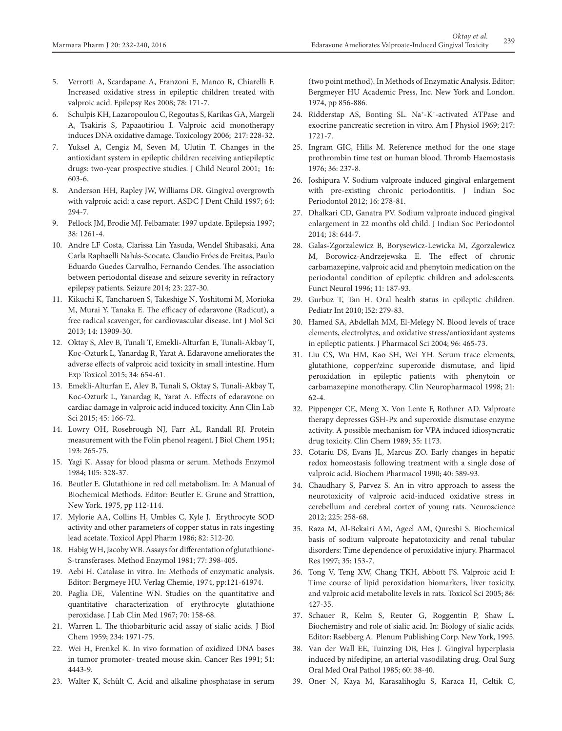5. Verrotti A, Scardapane A, Franzoni E, Manco R, Chiarelli F. Increased oxidative stress in epileptic children treated with valproic acid. Epilepsy Res 2008; 78: 171-7.
6. Schulpis KH, Lazaropoulou C, Regoutas S, Karikas GA, Margeli A, Tsakiris S, Papaaotiriou I. Valproic acid monotherapy induces DNA oxidative damage. Toxicology 2006; 217: 228-32.
7. Yuksel A, Cengiz M, Seven M, Ulutin T. Changes in the antioxidant system in epileptic children receiving antiepileptic drugs: two-year prospective studies. J Child Neurol 2001; 16: 603-6.
8. Anderson HH, Rapley JW, Williams DR. Gingival overgrowth with valproic acid: a case report. ASDC J Dent Child 1997; 64: 294-7.
9. Pellock JM, Brodie MJ. Felbamate: 1997 update. Epilepsia 1997; 38: 1261-4.
10. Andre LF Costa, Clarissa Lin Yasuda, Wendel Shibasaki, Ana Carla Raphaelli Nahás-Scocate, Claudio Fróes de Freitas, Paulo Eduardo Guedes Carvalho, Fernando Cendes. The association between periodontal disease and seizure severity in refractory epilepsy patients. Seizure 2014; 23: 227-30.
11. Kikuchi K, Tancharoen S, Takeshige N, Yoshitomi M, Morioka M, Murai Y, Tanaka E. The efficacy of edaravone (Radicut), a free radical scavenger, for cardiovascular disease. Int J Mol Sci 2013; 14: 13909-30.
12. Oktay S, Alev B, Tunali T, Emekli-Alturfan E, Tunali-Akbay T, Koc-Ozturk L, Yanardag R, Yarat A. Edaravone ameliorates the adverse effects of valproic acid toxicity in small intestine. Hum Exp Toxicol 2015; 34: 654-61.
13. Emekli-Alturfan E, Alev B, Tunali S, Oktay S, Tunali-Akbay T, Koc-Ozturk L, Yanardag R, Yarat A. Effects of edaravone on cardiac damage in valproic acid induced toxicity. Ann Clin Lab Sci 2015; 45: 166-72.
14. Lowry OH, Rosebrough NJ, Farr AL, Randall RJ. Protein measurement with the Folin phenol reagent. J Biol Chem 1951; 193: 265-75.
15. Yagi K. Assay for blood plasma or serum. Methods Enzymol 1984; 105: 328-37.
16. Beutler E. Glutathione in red cell metabolism. In: A Manual of Biochemical Methods. Editor: Beutler E. Grune and Strattion, New York. 1975, pp 112-114.
17. Mylorie AA, Collins H, Umbles C, Kyle J. Erythrocyte SOD activity and other parameters of copper status in rats ingesting lead acetate. Toxicol Appl Pharm 1986; 82: 512-20.
18. Habig WH, Jacoby WB. Assays for differentation of glutathione-S-transferases. Method Enzymol 1981; 77: 398-405.
19. Aebi H. Catalase in vitro. In: Methods of enzymatic analysis. Editor: Bergmeye HU. Verlag Chemie, 1974, pp:121-61974.
20. Paglia DE, Valentine WN. Studies on the quantitative and quantitative characterization of erythrocyte glutathione peroxidase. J Lab Clin Med 1967; 70: 158-68.
21. Warren L. The thiobarbituric acid assay of sialic acids. J Biol Chem 1959; 234: 1971-75.
22. Wei H, Frenkel K. In vivo formation of oxidized DNA bases in tumor promoter- treated mouse skin. Cancer Res 1991; 51: 4443-9.
23. Walter K, Schült C. Acid and alkaline phosphatase in serum (two point method). In Methods of Enzymatic Analysis. Editor: Bergmeyer HU Academic Press, Inc. New York and London. 1974, pp 856-886.
24. Ridderstap AS, Bonting SL. $Na^{+}$-$K^{+}$-activated ATPase and exocrine pancreatic secretion in vitro. Am J Physiol 1969; 217: 1721-7.
25. Ingram GIC, Hills M. Reference method for the one stage prothrombin time test on human blood. Thromb Haemostasis 1976; 36: 237-8.
26. Joshipura V. Sodium valproate induced gingival enlargement with pre-existing chronic periodontitis. J Indian Soc Periodontol 2012; 16: 278-81.
27. Dhalkari CD, Ganatra PV. Sodium valproate induced gingival enlargement in 22 months old child. J Indian Soc Periodontol 2014; 18: 644-7.
28. Galas-Zgorzalewicz B, Borysewicz-Lewicka M, Zgorzalewicz M, Borowicz-Andrzejewska E. The effect of chronic carbamazepine, valproic acid and phenytoin medication on the periodontal condition of epileptic children and adolescents. Funct Neurol 1996; 11: 187-93.
29. Gurbuz T, Tan H. Oral health status in epileptic children. Pediatr Int 2010; l52: 279-83.
30. Hamed SA, Abdellah MM, El-Melegy N. Blood levels of trace elements, electrolytes, and oxidative stress/antioxidant systems in epileptic patients. J Pharmacol Sci 2004; 96: 465-73.
31. Liu CS, Wu HM, Kao SH, Wei YH. Serum trace elements, glutathione, copper/zinc superoxide dismutase, and lipid peroxidation in epileptic patients with phenytoin or carbamazepine monotherapy. Clin Neuropharmacol 1998; 21: 62-4.
32. Pippenger CE, Meng X, Von Lente F, Rothner AD. Valproate therapy depresses GSH-Px and superoxide dismutase enzyme activity. A possible mechanism for VPA induced idiosyncratic drug toxicity. Clin Chem 1989; 35: 1173.
33. Cotariu DS, Evans JL, Marcus ZO. Early changes in hepatic redox homeostasis following treatment with a single dose of valproic acid. Biochem Pharmacol 1990; 40: 589-93.
34. Chaudhary S, Parvez S. An in vitro approach to assess the neurotoxicity of valproic acid-induced oxidative stress in cerebellum and cerebral cortex of young rats. Neuroscience 2012; 225: 258-68.
35. Raza M, Al-Bekairi AM, Ageel AM, Qureshi S. Biochemical basis of sodium valproate hepatotoxicity and renal tubular disorders: Time dependence of peroxidative injury. Pharmacol Res 1997; 35: 153-7.
36. Tong V, Teng XW, Chang TKH, Abbott FS. Valproic acid I: Time course of lipid peroxidation biomarkers, liver toxicity, and valproic acid metabolite levels in rats. Toxicol Sci 2005; 86: 427-35.
37. Schauer R, Kelm S, Reuter G, Roggentin P, Shaw L. Biochemistry and role of sialic acid. In: Biology of sialic acids. Editor: Rsebberg A. Plenum Publishing Corp. New York, 1995.
38. Van der Wall EE, Tuinzing DB, Hes J. Gingival hyperplasia induced by nifedipine, an arterial vasodilating drug. Oral Surg Oral Med Oral Pathol 1985; 60: 38-40.
39. Oner N, Kaya M, Karasalihoglu S, Karaca H, Celtik C,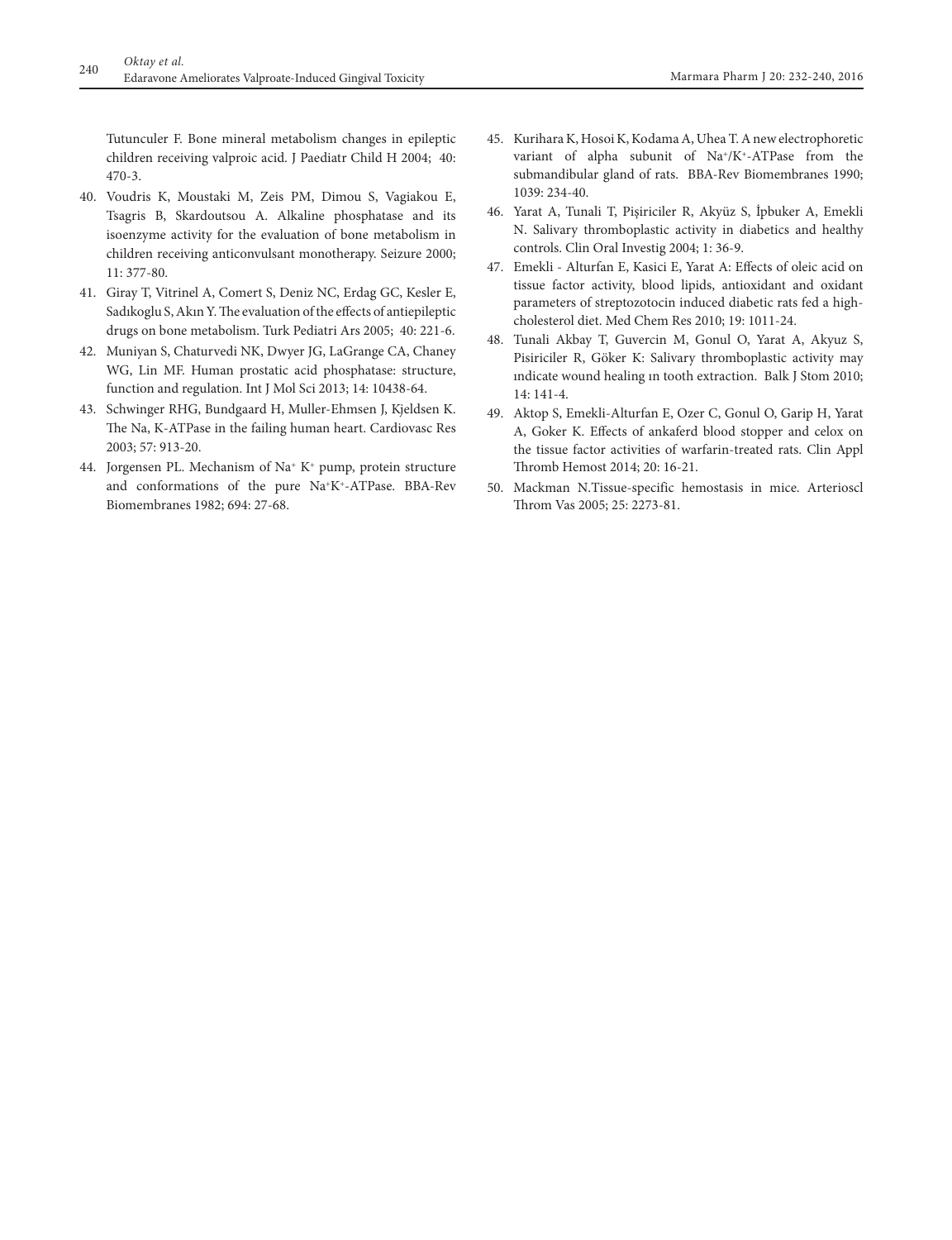Tutunculer F. Bone mineral metabolism changes in epileptic children receiving valproic acid. J Paediatr Child H 2004; 40: 470-3.

40. Voudris K, Moustaki M, Zeis PM, Dimou S, Vagiakou E, Tsagris B, Skardoutsou A. Alkaline phosphatase and its isoenzyme activity for the evaluation of bone metabolism in children receiving anticonvulsant monotherapy. Seizure 2000; 11: 377-80.
41. Giray T, Vitrinel A, Comert S, Deniz NC, Erdag GC, Kesler E, Sadıkoglu S, Akın Y. The evaluation of the effects of antiepileptic drugs on bone metabolism. Turk Pediatri Ars 2005; 40: 221-6.
42. Muniyan S, Chaturvedi NK, Dwyer JG, LaGrange CA, Chaney WG, Lin MF. Human prostatic acid phosphatase: structure, function and regulation. Int J Mol Sci 2013; 14: 10438-64.
43. Schwinger RHG, Bundgaard H, Muller-Ehmsen J, Kjeldsen K. The Na, K-ATPase in the failing human heart. Cardiovasc Res 2003; 57: 913-20.
44. Jorgensen PL. Mechanism of $Na^+$ $K^+$ pump, protein structure and conformations of the pure $Na^+K^+$-ATPase. BBA-Rev Biomembranes 1982; 694: 27-68.
45. Kurihara K, Hosoi K, Kodama A, Uhea T. A new electrophoretic variant of alpha subunit of $Na^+/K^+$-ATPase from the submandibular gland of rats. BBA-Rev Biomembranes 1990; 1039: 234-40.
46. Yarat A, Tunali T, Pişiriciler R, Akyüz S, İpbuker A, Emekli N. Salivary thromboplastic activity in diabetics and healthy controls. Clin Oral Investig 2004; 1: 36-9.
47. Emekli - Alturfan E, Kasici E, Yarat A: Effects of oleic acid on tissue factor activity, blood lipids, antioxidant and oxidant parameters of streptozotocin induced diabetic rats fed a high-cholesterol diet. Med Chem Res 2010; 19: 1011-24.
48. Tunali Akbay T, Guvercin M, Gonul O, Yarat A, Akyuz S, Pisiriciler R, Göker K: Salivary thromboplastic activity may ındicate wound healing ın tooth extraction. Balk J Stom 2010; 14: 141-4.
49. Aktop S, Emekli-Alturfan E, Ozer C, Gonul O, Garip H, Yarat A, Goker K. Effects of ankaferd blood stopper and celox on the tissue factor activities of warfarin-treated rats. Clin Appl Thromb Hemost 2014; 20: 16-21.
50. Mackman N.Tissue-specific hemostasis in mice. Arterioscl Throm Vas 2005; 25: 2273-81.